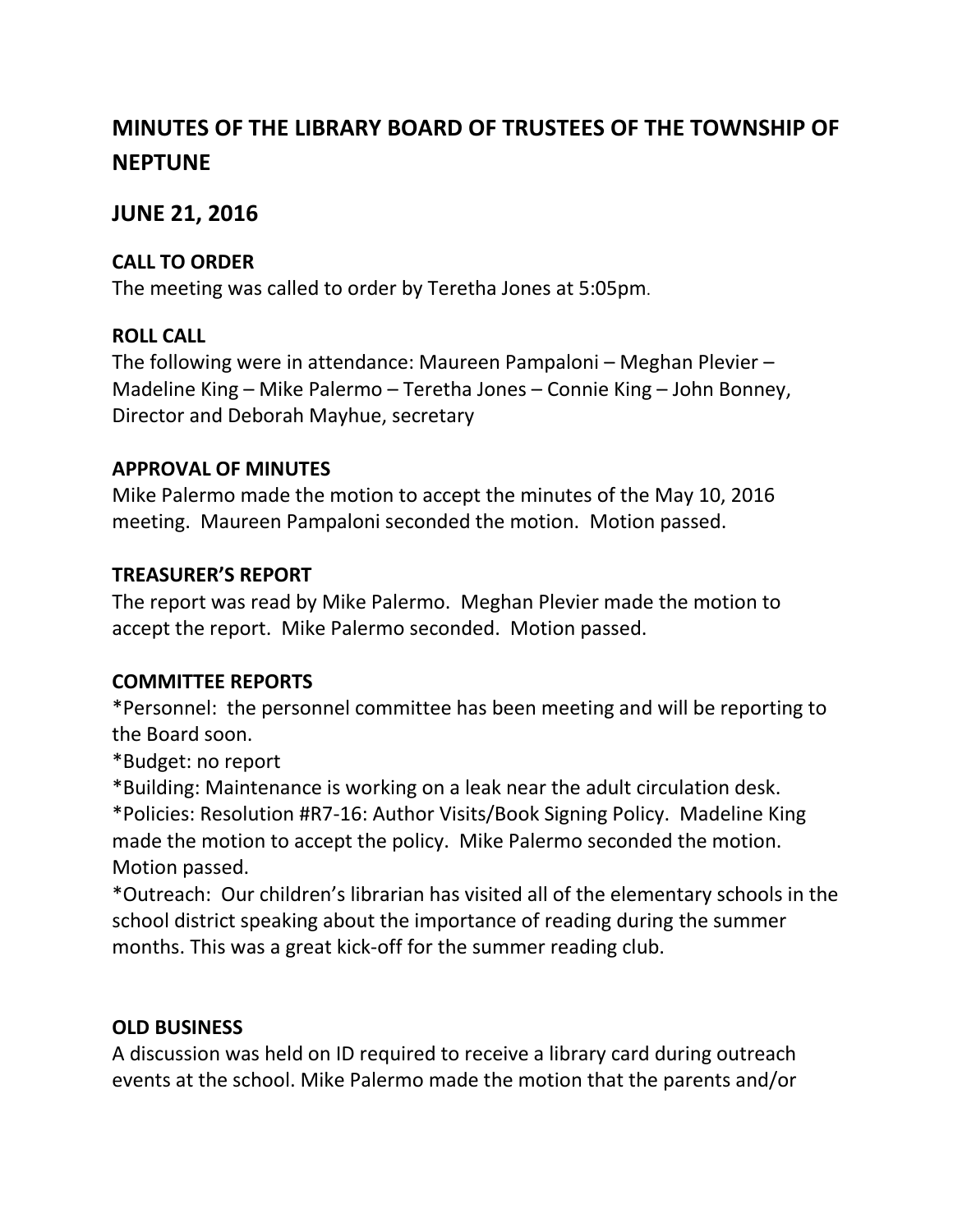# MINUTES OF THE LIBRARY BOARD OF TRUSTEES OF THE TOWNSHIP OF NEPTUNE

## JUNE 21, 2016

### CALL TO ORDER

The meeting was called to order by Teretha Jones at 5:05pm.

### ROLL CALL

The following were in attendance: Maureen Pampaloni – Meghan Plevier – Madeline King – Mike Palermo – Teretha Jones – Connie King – John Bonney, Director and Deborah Mayhue, secretary

### APPROVAL OF MINUTES

Mike Palermo made the motion to accept the minutes of the May 10, 2016 meeting. Maureen Pampaloni seconded the motion. Motion passed.

### TREASURER'S REPORT

The report was read by Mike Palermo. Meghan Plevier made the motion to accept the report. Mike Palermo seconded. Motion passed.

### COMMITTEE REPORTS

*Personnel: the personnel committee has been meeting and will be reporting to the Board soon.
*Budget: no report
*Building: Maintenance is working on a leak near the adult circulation desk.
*Policies: Resolution #R7-16: Author Visits/Book Signing Policy. Madeline King made the motion to accept the policy. Mike Palermo seconded the motion. Motion passed.
*Outreach: Our children's librarian has visited all of the elementary schools in the school district speaking about the importance of reading during the summer months. This was a great kick-off for the summer reading club.

### OLD BUSINESS

A discussion was held on ID required to receive a library card during outreach events at the school. Mike Palermo made the motion that the parents and/or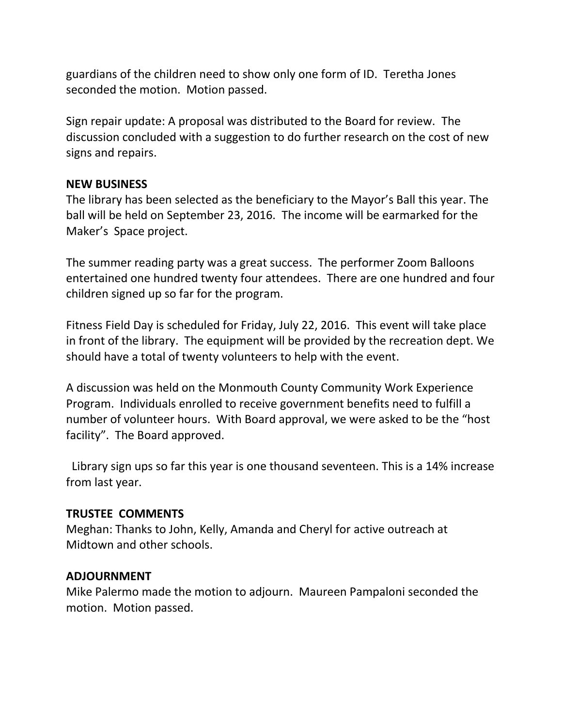guardians of the children need to show only one form of ID. Teretha Jones seconded the motion. Motion passed.

Sign repair update: A proposal was distributed to the Board for review. The discussion concluded with a suggestion to do further research on the cost of new signs and repairs.

**NEW BUSINESS**

The library has been selected as the beneficiary to the Mayor's Ball this year. The ball will be held on September 23, 2016. The income will be earmarked for the Maker's Space project.

The summer reading party was a great success. The performer Zoom Balloons entertained one hundred twenty four attendees. There are one hundred and four children signed up so far for the program.

Fitness Field Day is scheduled for Friday, July 22, 2016. This event will take place in front of the library. The equipment will be provided by the recreation dept. We should have a total of twenty volunteers to help with the event.

A discussion was held on the Monmouth County Community Work Experience Program. Individuals enrolled to receive government benefits need to fulfill a number of volunteer hours. With Board approval, we were asked to be the "host facility". The Board approved.

Library sign ups so far this year is one thousand seventeen. This is a 14% increase from last year.

**TRUSTEE COMMENTS**

Meghan: Thanks to John, Kelly, Amanda and Cheryl for active outreach at Midtown and other schools.

**ADJOURNMENT**

Mike Palermo made the motion to adjourn. Maureen Pampaloni seconded the motion. Motion passed.